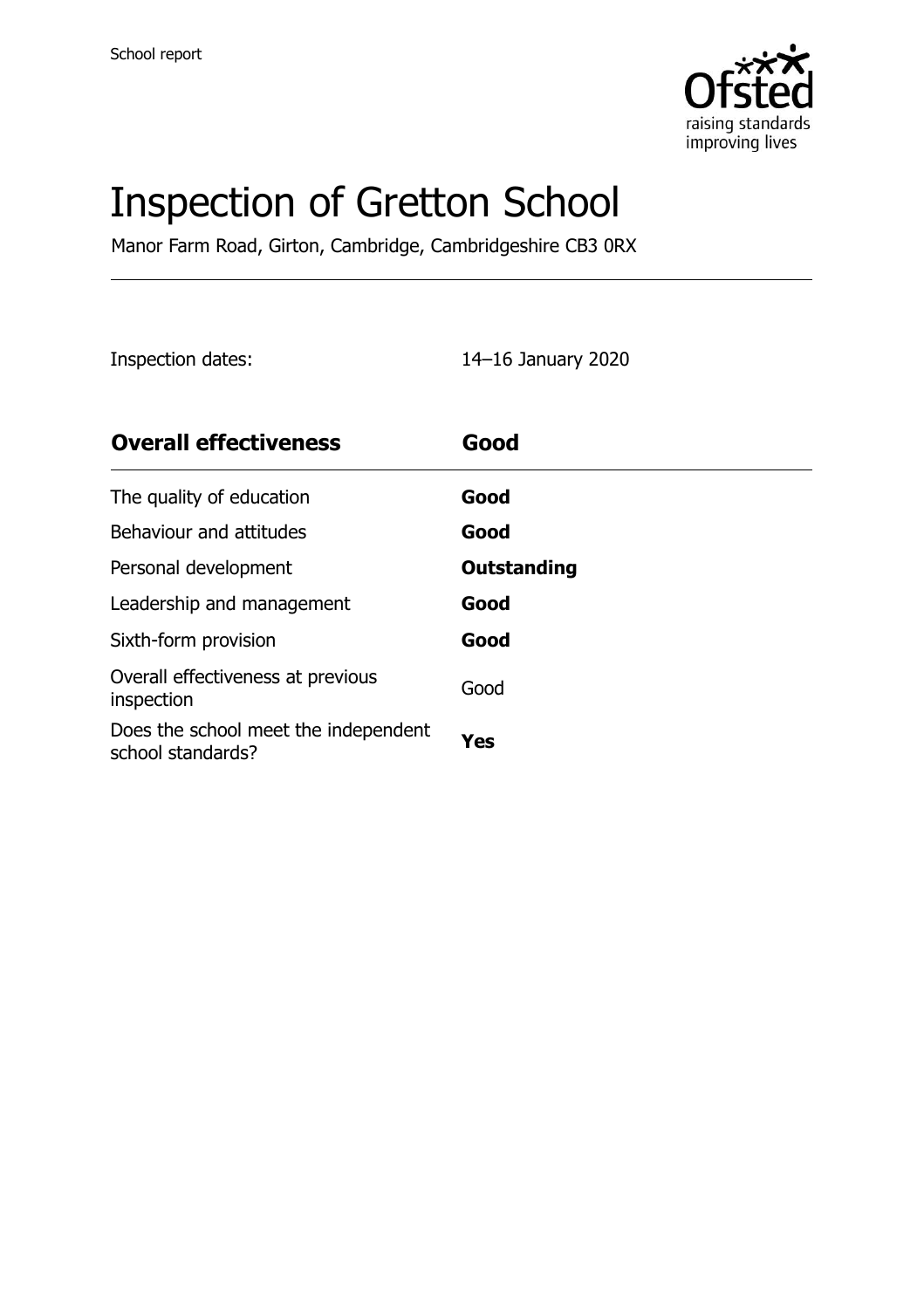School report

# Inspection of Gretton School

Manor Farm Road, Girton, Cambridge, Cambridgeshire CB3 0RX

Inspection dates: 14–16 January 2020

| **Overall effectiveness** | **Good** |
| --- | --- |
| The quality of education | **Good** |
| Behaviour and attitudes | **Good** |
| Personal development | **Outstanding** |
| Leadership and management | **Good** |
| Sixth-form provision | **Good** |
| Overall effectiveness at previous inspection | Good |
| Does the school meet the independent school standards? | **Yes** |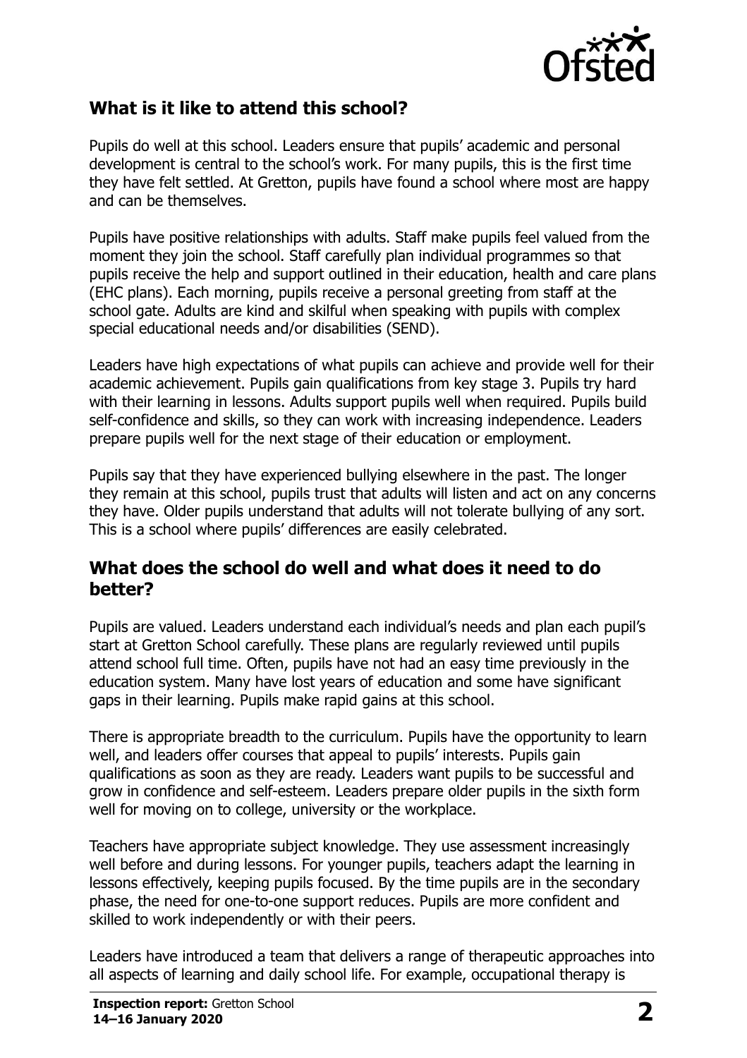## What is it like to attend this school?

Pupils do well at this school. Leaders ensure that pupils' academic and personal development is central to the school's work. For many pupils, this is the first time they have felt settled. At Gretton, pupils have found a school where most are happy and can be themselves.

Pupils have positive relationships with adults. Staff make pupils feel valued from the moment they join the school. Staff carefully plan individual programmes so that pupils receive the help and support outlined in their education, health and care plans (EHC plans). Each morning, pupils receive a personal greeting from staff at the school gate. Adults are kind and skilful when speaking with pupils with complex special educational needs and/or disabilities (SEND).

Leaders have high expectations of what pupils can achieve and provide well for their academic achievement. Pupils gain qualifications from key stage 3. Pupils try hard with their learning in lessons. Adults support pupils well when required. Pupils build self-confidence and skills, so they can work with increasing independence. Leaders prepare pupils well for the next stage of their education or employment.

Pupils say that they have experienced bullying elsewhere in the past. The longer they remain at this school, pupils trust that adults will listen and act on any concerns they have. Older pupils understand that adults will not tolerate bullying of any sort. This is a school where pupils' differences are easily celebrated.

## What does the school do well and what does it need to do better?

Pupils are valued. Leaders understand each individual's needs and plan each pupil's start at Gretton School carefully. These plans are regularly reviewed until pupils attend school full time. Often, pupils have not had an easy time previously in the education system. Many have lost years of education and some have significant gaps in their learning. Pupils make rapid gains at this school.

There is appropriate breadth to the curriculum. Pupils have the opportunity to learn well, and leaders offer courses that appeal to pupils' interests. Pupils gain qualifications as soon as they are ready. Leaders want pupils to be successful and grow in confidence and self-esteem. Leaders prepare older pupils in the sixth form well for moving on to college, university or the workplace.

Teachers have appropriate subject knowledge. They use assessment increasingly well before and during lessons. For younger pupils, teachers adapt the learning in lessons effectively, keeping pupils focused. By the time pupils are in the secondary phase, the need for one-to-one support reduces. Pupils are more confident and skilled to work independently or with their peers.

Leaders have introduced a team that delivers a range of therapeutic approaches into all aspects of learning and daily school life. For example, occupational therapy is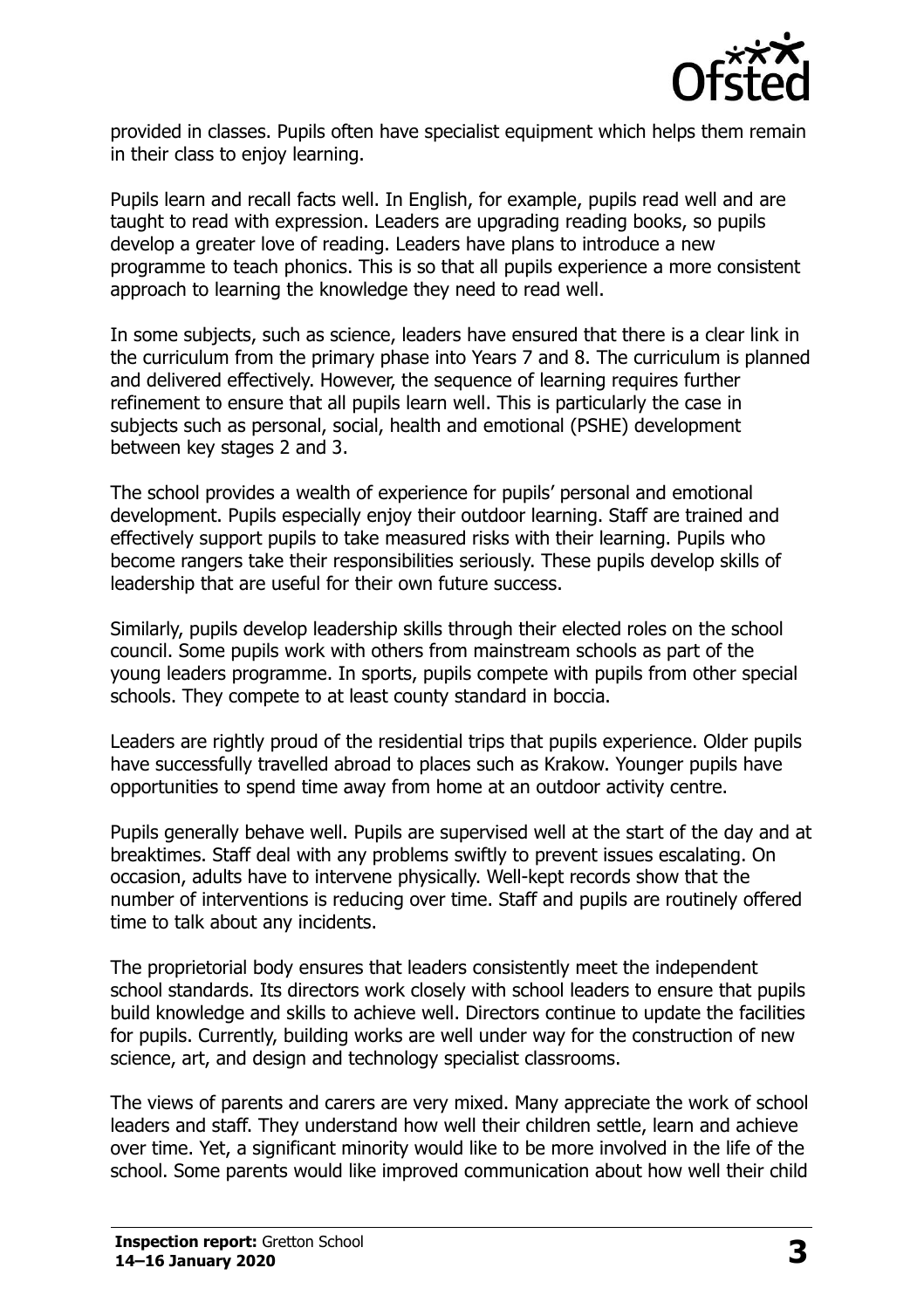provided in classes. Pupils often have specialist equipment which helps them remain in their class to enjoy learning.

Pupils learn and recall facts well. In English, for example, pupils read well and are taught to read with expression. Leaders are upgrading reading books, so pupils develop a greater love of reading. Leaders have plans to introduce a new programme to teach phonics. This is so that all pupils experience a more consistent approach to learning the knowledge they need to read well.

In some subjects, such as science, leaders have ensured that there is a clear link in the curriculum from the primary phase into Years 7 and 8. The curriculum is planned and delivered effectively. However, the sequence of learning requires further refinement to ensure that all pupils learn well. This is particularly the case in subjects such as personal, social, health and emotional (PSHE) development between key stages 2 and 3.

The school provides a wealth of experience for pupils' personal and emotional development. Pupils especially enjoy their outdoor learning. Staff are trained and effectively support pupils to take measured risks with their learning. Pupils who become rangers take their responsibilities seriously. These pupils develop skills of leadership that are useful for their own future success.

Similarly, pupils develop leadership skills through their elected roles on the school council. Some pupils work with others from mainstream schools as part of the young leaders programme. In sports, pupils compete with pupils from other special schools. They compete to at least county standard in boccia.

Leaders are rightly proud of the residential trips that pupils experience. Older pupils have successfully travelled abroad to places such as Krakow. Younger pupils have opportunities to spend time away from home at an outdoor activity centre.

Pupils generally behave well. Pupils are supervised well at the start of the day and at breaktimes. Staff deal with any problems swiftly to prevent issues escalating. On occasion, adults have to intervene physically. Well-kept records show that the number of interventions is reducing over time. Staff and pupils are routinely offered time to talk about any incidents.

The proprietorial body ensures that leaders consistently meet the independent school standards. Its directors work closely with school leaders to ensure that pupils build knowledge and skills to achieve well. Directors continue to update the facilities for pupils. Currently, building works are well under way for the construction of new science, art, and design and technology specialist classrooms.

The views of parents and carers are very mixed. Many appreciate the work of school leaders and staff. They understand how well their children settle, learn and achieve over time. Yet, a significant minority would like to be more involved in the life of the school. Some parents would like improved communication about how well their child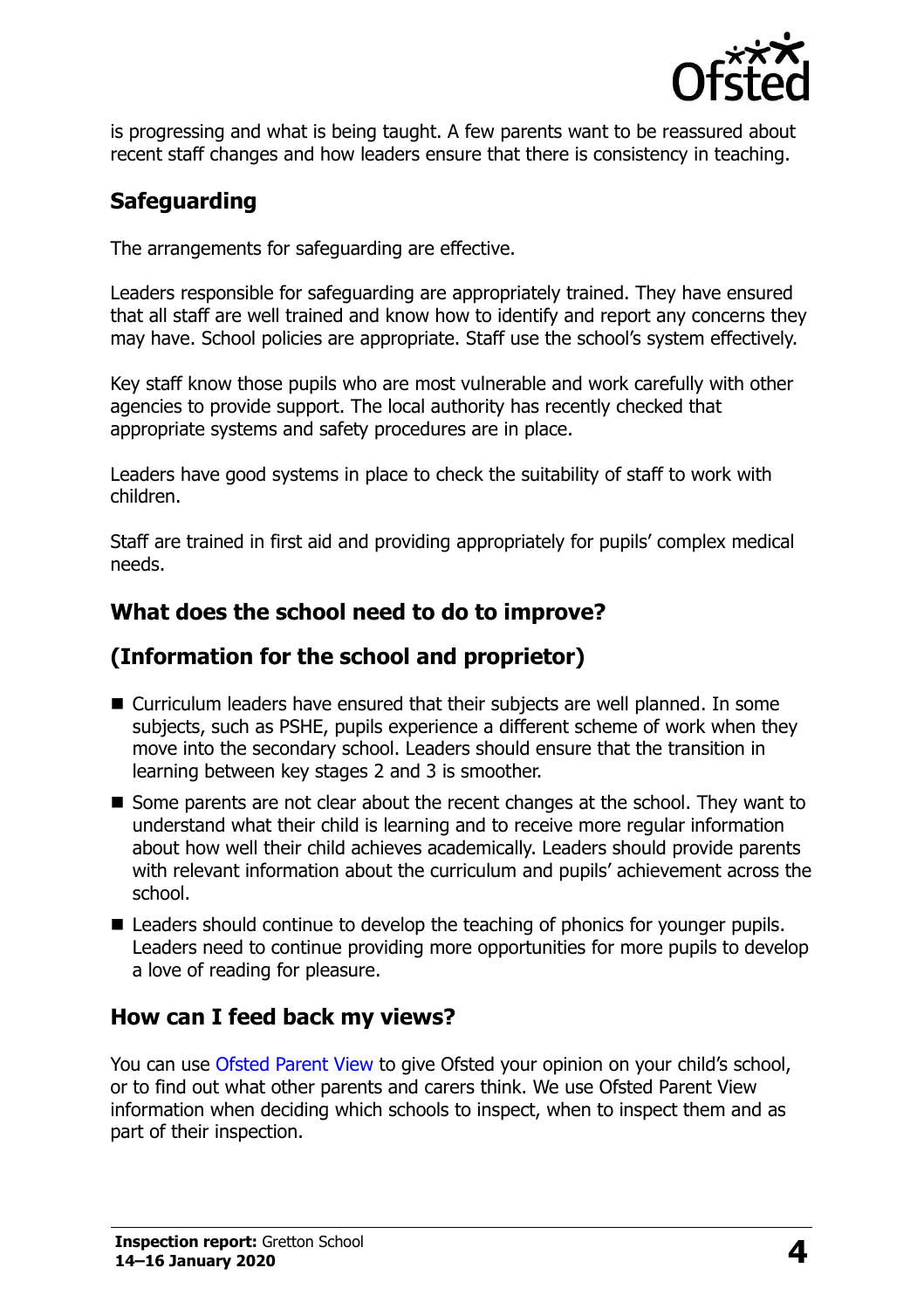is progressing and what is being taught. A few parents want to be reassured about recent staff changes and how leaders ensure that there is consistency in teaching.

## Safeguarding

The arrangements for safeguarding are effective.

Leaders responsible for safeguarding are appropriately trained. They have ensured that all staff are well trained and know how to identify and report any concerns they may have. School policies are appropriate. Staff use the school's system effectively.

Key staff know those pupils who are most vulnerable and work carefully with other agencies to provide support. The local authority has recently checked that appropriate systems and safety procedures are in place.

Leaders have good systems in place to check the suitability of staff to work with children.

Staff are trained in first aid and providing appropriately for pupils' complex medical needs.

## What does the school need to do to improve?

## (Information for the school and proprietor)

- Curriculum leaders have ensured that their subjects are well planned. In some subjects, such as PSHE, pupils experience a different scheme of work when they move into the secondary school. Leaders should ensure that the transition in learning between key stages 2 and 3 is smoother.
- Some parents are not clear about the recent changes at the school. They want to understand what their child is learning and to receive more regular information about how well their child achieves academically. Leaders should provide parents with relevant information about the curriculum and pupils' achievement across the school.
- Leaders should continue to develop the teaching of phonics for younger pupils. Leaders need to continue providing more opportunities for more pupils to develop a love of reading for pleasure.

## How can I feed back my views?

You can use Ofsted Parent View to give Ofsted your opinion on your child's school, or to find out what other parents and carers think. We use Ofsted Parent View information when deciding which schools to inspect, when to inspect them and as part of their inspection.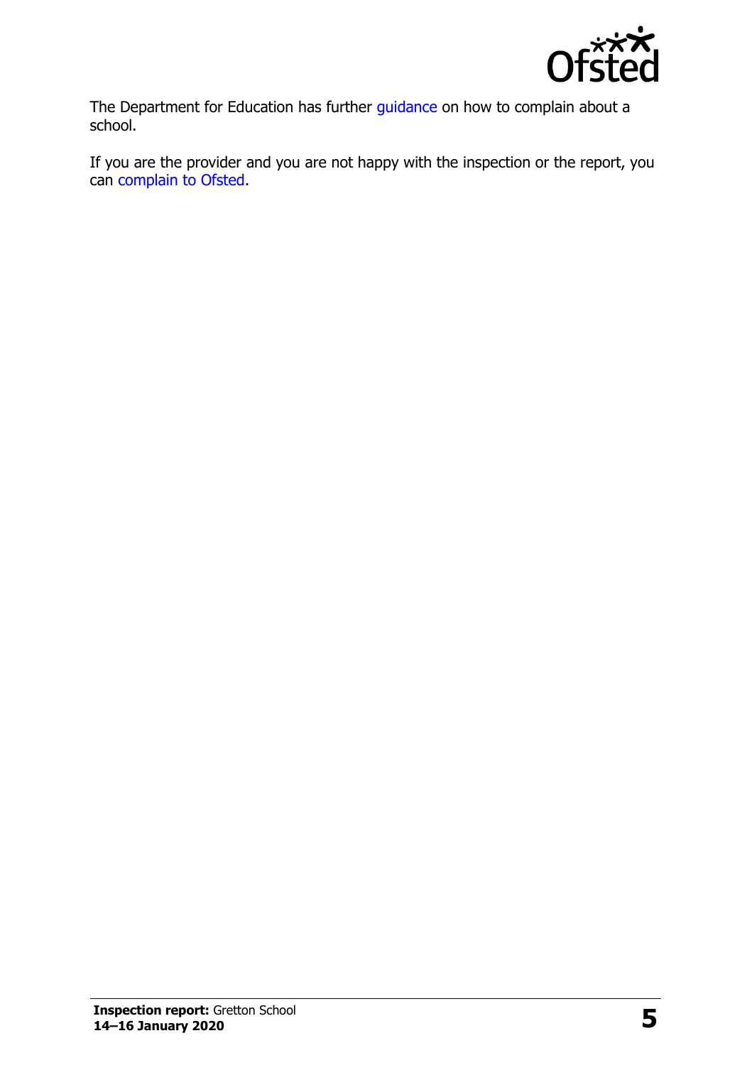The Department for Education has further guidance on how to complain about a school.

If you are the provider and you are not happy with the inspection or the report, you can complain to Ofsted.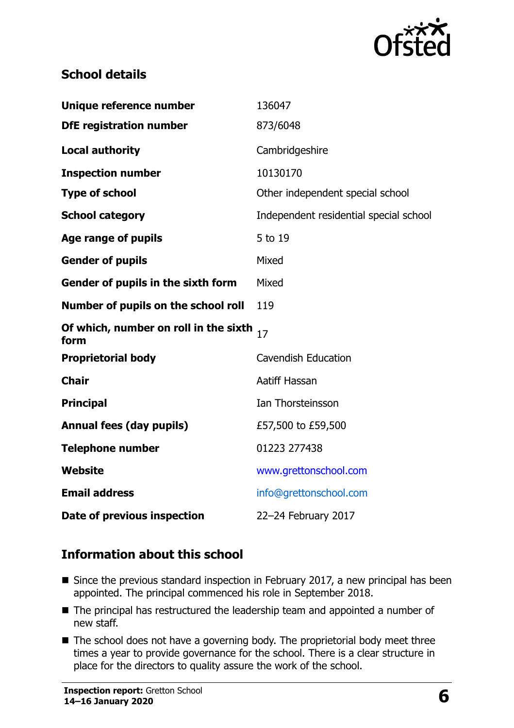## School details

| | |
|---|---|
| **Unique reference number** | 136047 |
| **DfE registration number** | 873/6048 |
| **Local authority** | Cambridgeshire |
| **Inspection number** | 10130170 |
| **Type of school** | Other independent special school |
| **School category** | Independent residential special school |
| **Age range of pupils** | 5 to 19 |
| **Gender of pupils** | Mixed |
| **Gender of pupils in the sixth form** | Mixed |
| **Number of pupils on the school roll** | 119 |
| **Of which, number on roll in the sixth form** | 17 |
| **Proprietorial body** | Cavendish Education |
| **Chair** | Aatiff Hassan |
| **Principal** | Ian Thorsteinsson |
| **Annual fees (day pupils)** | £57,500 to £59,500 |
| **Telephone number** | 01223 277438 |
| **Website** | www.grettonschool.com |
| **Email address** | info@grettonschool.com |
| **Date of previous inspection** | 22–24 February 2017 |

## Information about this school

- Since the previous standard inspection in February 2017, a new principal has been appointed. The principal commenced his role in September 2018.
- The principal has restructured the leadership team and appointed a number of new staff.
- The school does not have a governing body. The proprietorial body meet three times a year to provide governance for the school. There is a clear structure in place for the directors to quality assure the work of the school.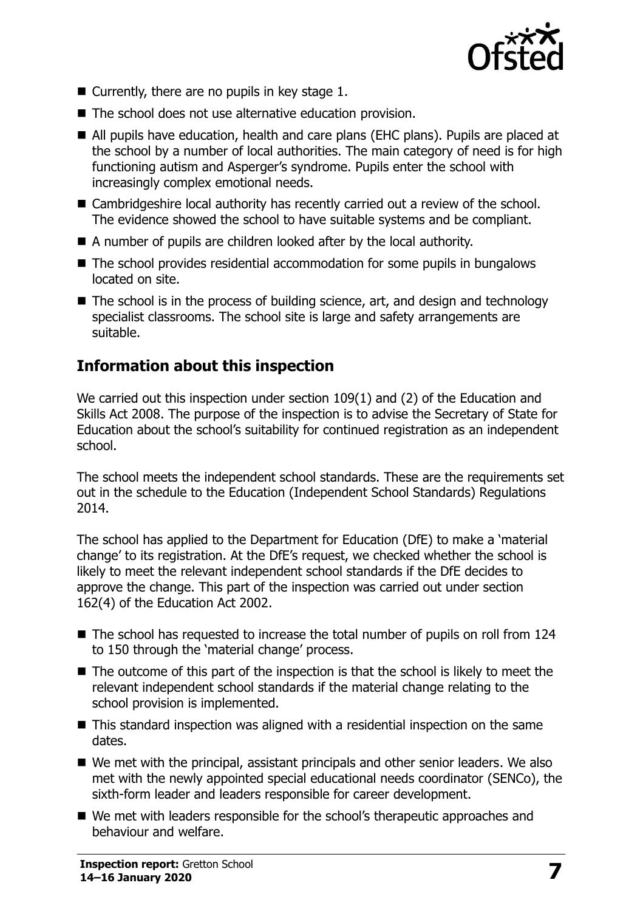- Currently, there are no pupils in key stage 1.
- The school does not use alternative education provision.
- All pupils have education, health and care plans (EHC plans). Pupils are placed at the school by a number of local authorities. The main category of need is for high functioning autism and Asperger's syndrome. Pupils enter the school with increasingly complex emotional needs.
- Cambridgeshire local authority has recently carried out a review of the school. The evidence showed the school to have suitable systems and be compliant.
- A number of pupils are children looked after by the local authority.
- The school provides residential accommodation for some pupils in bungalows located on site.
- The school is in the process of building science, art, and design and technology specialist classrooms. The school site is large and safety arrangements are suitable.

## Information about this inspection

We carried out this inspection under section 109(1) and (2) of the Education and Skills Act 2008. The purpose of the inspection is to advise the Secretary of State for Education about the school's suitability for continued registration as an independent school.

The school meets the independent school standards. These are the requirements set out in the schedule to the Education (Independent School Standards) Regulations 2014.

The school has applied to the Department for Education (DfE) to make a 'material change' to its registration. At the DfE's request, we checked whether the school is likely to meet the relevant independent school standards if the DfE decides to approve the change. This part of the inspection was carried out under section 162(4) of the Education Act 2002.

- The school has requested to increase the total number of pupils on roll from 124 to 150 through the 'material change' process.
- The outcome of this part of the inspection is that the school is likely to meet the relevant independent school standards if the material change relating to the school provision is implemented.
- This standard inspection was aligned with a residential inspection on the same dates.
- We met with the principal, assistant principals and other senior leaders. We also met with the newly appointed special educational needs coordinator (SENCo), the sixth-form leader and leaders responsible for career development.
- We met with leaders responsible for the school's therapeutic approaches and behaviour and welfare.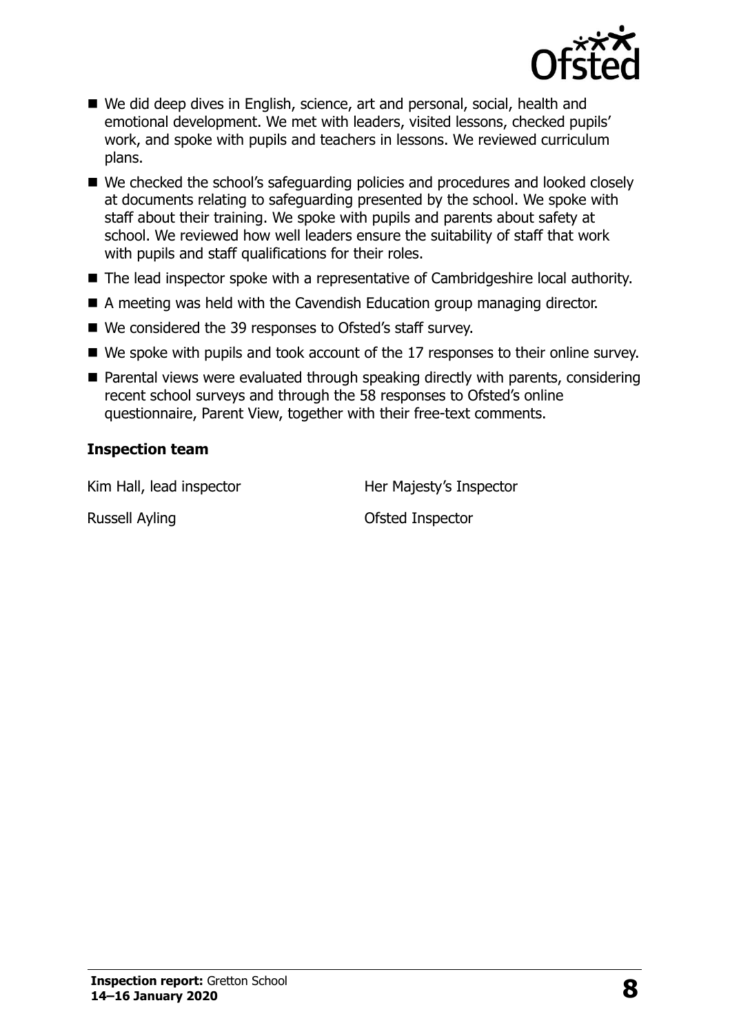- We did deep dives in English, science, art and personal, social, health and emotional development. We met with leaders, visited lessons, checked pupils' work, and spoke with pupils and teachers in lessons. We reviewed curriculum plans.
- We checked the school's safeguarding policies and procedures and looked closely at documents relating to safeguarding presented by the school. We spoke with staff about their training. We spoke with pupils and parents about safety at school. We reviewed how well leaders ensure the suitability of staff that work with pupils and staff qualifications for their roles.
- The lead inspector spoke with a representative of Cambridgeshire local authority.
- A meeting was held with the Cavendish Education group managing director.
- We considered the 39 responses to Ofsted's staff survey.
- We spoke with pupils and took account of the 17 responses to their online survey.
- Parental views were evaluated through speaking directly with parents, considering recent school surveys and through the 58 responses to Ofsted's online questionnaire, Parent View, together with their free-text comments.

### Inspection team

| | |
|---|---|
| Kim Hall, lead inspector | Her Majesty's Inspector |
| Russell Ayling | Ofsted Inspector |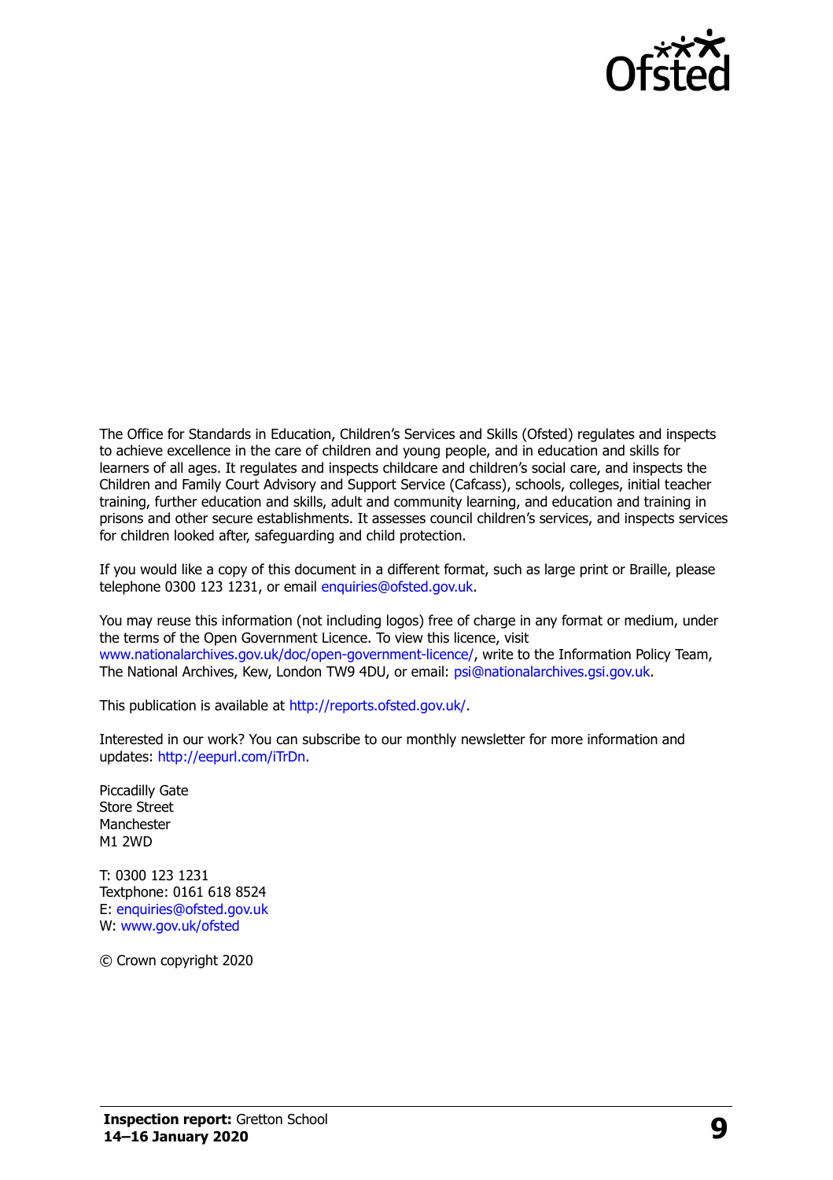The Office for Standards in Education, Children's Services and Skills (Ofsted) regulates and inspects to achieve excellence in the care of children and young people, and in education and skills for learners of all ages. It regulates and inspects childcare and children's social care, and inspects the Children and Family Court Advisory and Support Service (Cafcass), schools, colleges, initial teacher training, further education and skills, adult and community learning, and education and training in prisons and other secure establishments. It assesses council children's services, and inspects services for children looked after, safeguarding and child protection.

If you would like a copy of this document in a different format, such as large print or Braille, please telephone 0300 123 1231, or email enquiries@ofsted.gov.uk.

You may reuse this information (not including logos) free of charge in any format or medium, under the terms of the Open Government Licence. To view this licence, visit www.nationalarchives.gov.uk/doc/open-government-licence/, write to the Information Policy Team, The National Archives, Kew, London TW9 4DU, or email: psi@nationalarchives.gsi.gov.uk.

This publication is available at http://reports.ofsted.gov.uk/.

Interested in our work? You can subscribe to our monthly newsletter for more information and updates: http://eepurl.com/iTrDn.

Piccadilly Gate
Store Street
Manchester
M1 2WD

T: 0300 123 1231
Textphone: 0161 618 8524
E: enquiries@ofsted.gov.uk
W: www.gov.uk/ofsted

© Crown copyright 2020